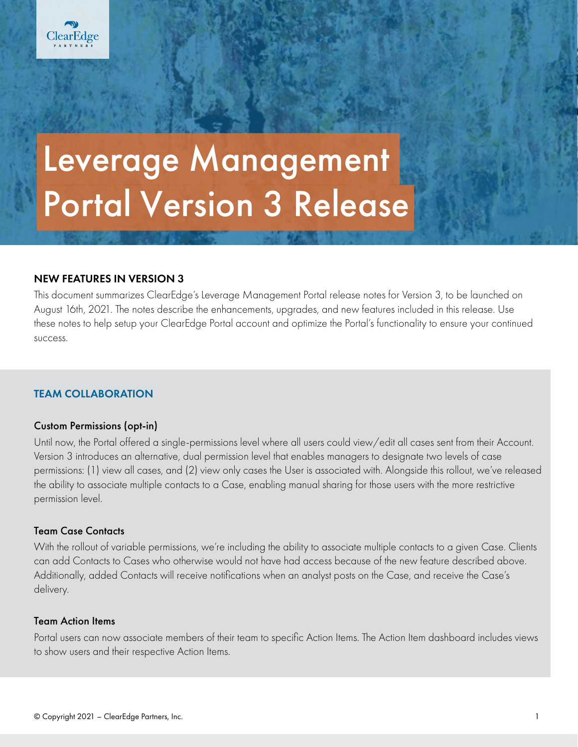# Leverage Management Portal Version 3 Release

## NEW FEATURES IN VERSION 3

This document summarizes ClearEdge's Leverage Management Portal release notes for Version 3, to be launched on August 16th, 2021. The notes describe the enhancements, upgrades, and new features included in this release. Use these notes to help setup your ClearEdge Portal account and optimize the Portal's functionality to ensure your continued success.

## TEAM COLLABORATION

### Custom Permissions (opt-in)

Until now, the Portal offered a single-permissions level where all users could view/edit all cases sent from their Account. Version 3 introduces an alternative, dual permission level that enables managers to designate two levels of case permissions: (1) view all cases, and (2) view only cases the User is associated with. Alongside this rollout, we've released the ability to associate multiple contacts to a Case, enabling manual sharing for those users with the more restrictive permission level.

### Team Case Contacts

With the rollout of variable permissions, we're including the ability to associate multiple contacts to a given Case. Clients can add Contacts to Cases who otherwise would not have had access because of the new feature described above. Additionally, added Contacts will receive notifications when an analyst posts on the Case, and receive the Case's delivery.

### Team Action Items

Portal users can now associate members of their team to specific Action Items. The Action Item dashboard includes views to show users and their respective Action Items.

© Copyright 2021 – ClearEdge Partners, Inc.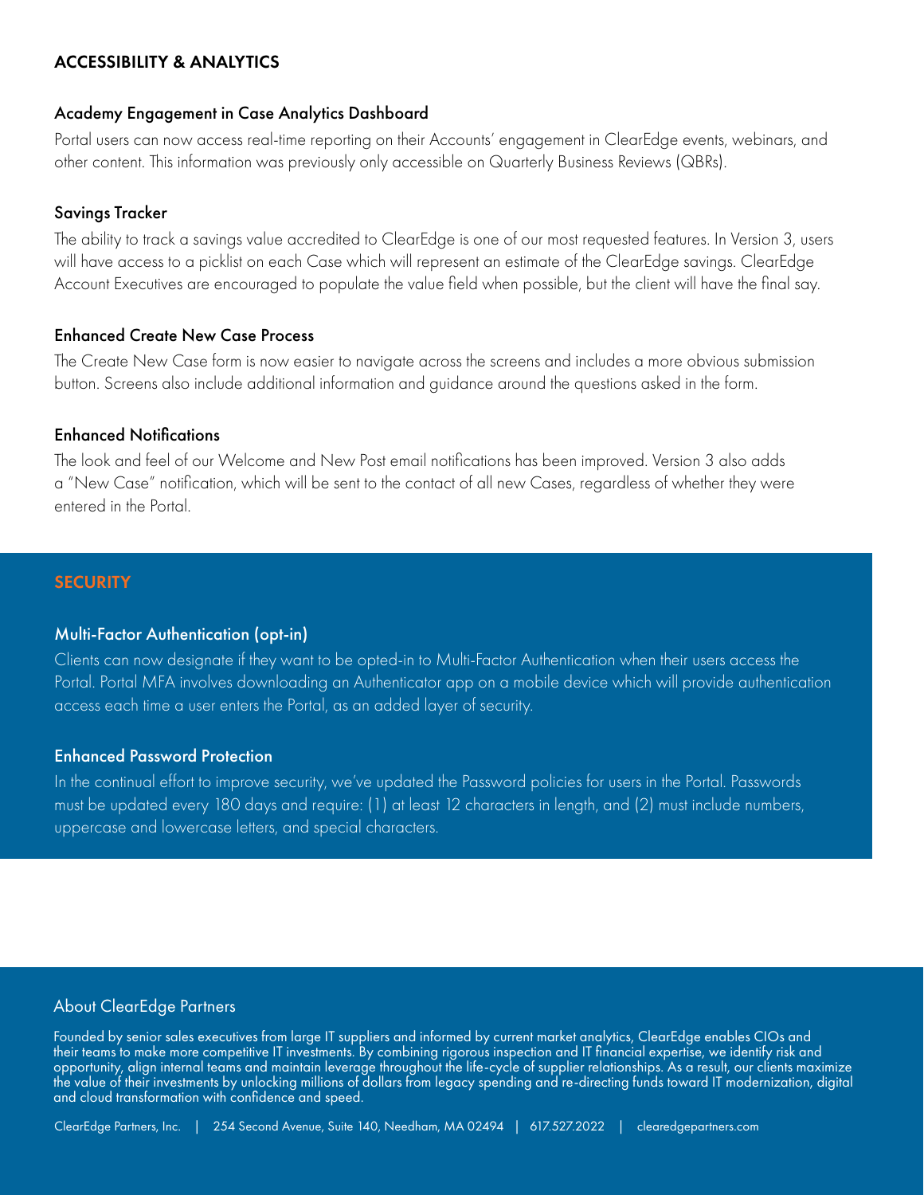## ACCESSIBILITY & ANALYTICS

### Academy Engagement in Case Analytics Dashboard

Portal users can now access real-time reporting on their Accounts' engagement in ClearEdge events, webinars, and other content. This information was previously only accessible on Quarterly Business Reviews (QBRs).

### Savings Tracker

The ability to track a savings value accredited to ClearEdge is one of our most requested features. In Version 3, users will have access to a picklist on each Case which will represent an estimate of the ClearEdge savings. ClearEdge Account Executives are encouraged to populate the value field when possible, but the client will have the final say.

### Enhanced Create New Case Process

The Create New Case form is now easier to navigate across the screens and includes a more obvious submission button. Screens also include additional information and guidance around the questions asked in the form.

### Enhanced Notifications

The look and feel of our Welcome and New Post email notifications has been improved. Version 3 also adds a "New Case" notification, which will be sent to the contact of all new Cases, regardless of whether they were entered in the Portal.

## SECURITY

### Multi-Factor Authentication (opt-in)

Clients can now designate if they want to be opted-in to Multi-Factor Authentication when their users access the Portal. Portal MFA involves downloading an Authenticator app on a mobile device which will provide authentication access each time a user enters the Portal, as an added layer of security.

### Enhanced Password Protection

In the continual effort to improve security, we've updated the Password policies for users in the Portal. Passwords must be updated every 180 days and require: (1) at least 12 characters in length, and (2) must include numbers, uppercase and lowercase letters, and special characters.

### About ClearEdge Partners

Founded by senior sales executives from large IT suppliers and informed by current market analytics, ClearEdge enables CIOs and their teams to make more competitive IT investments. By combining rigorous inspection and IT financial expertise, we identify risk and opportunity, align internal teams and maintain leverage throughout the life-cycle of supplier relationships. As a result, our clients maximize the value of their investments by unlocking millions of dollars from legacy spending and re-directing funds toward IT modernization, digital and cloud transformation with confidence and speed.

ClearEdge Partners, Inc. | 254 Second Avenue, Suite 140, Needham, MA 02494 | 617.527.2022 | clearedgepartners.com